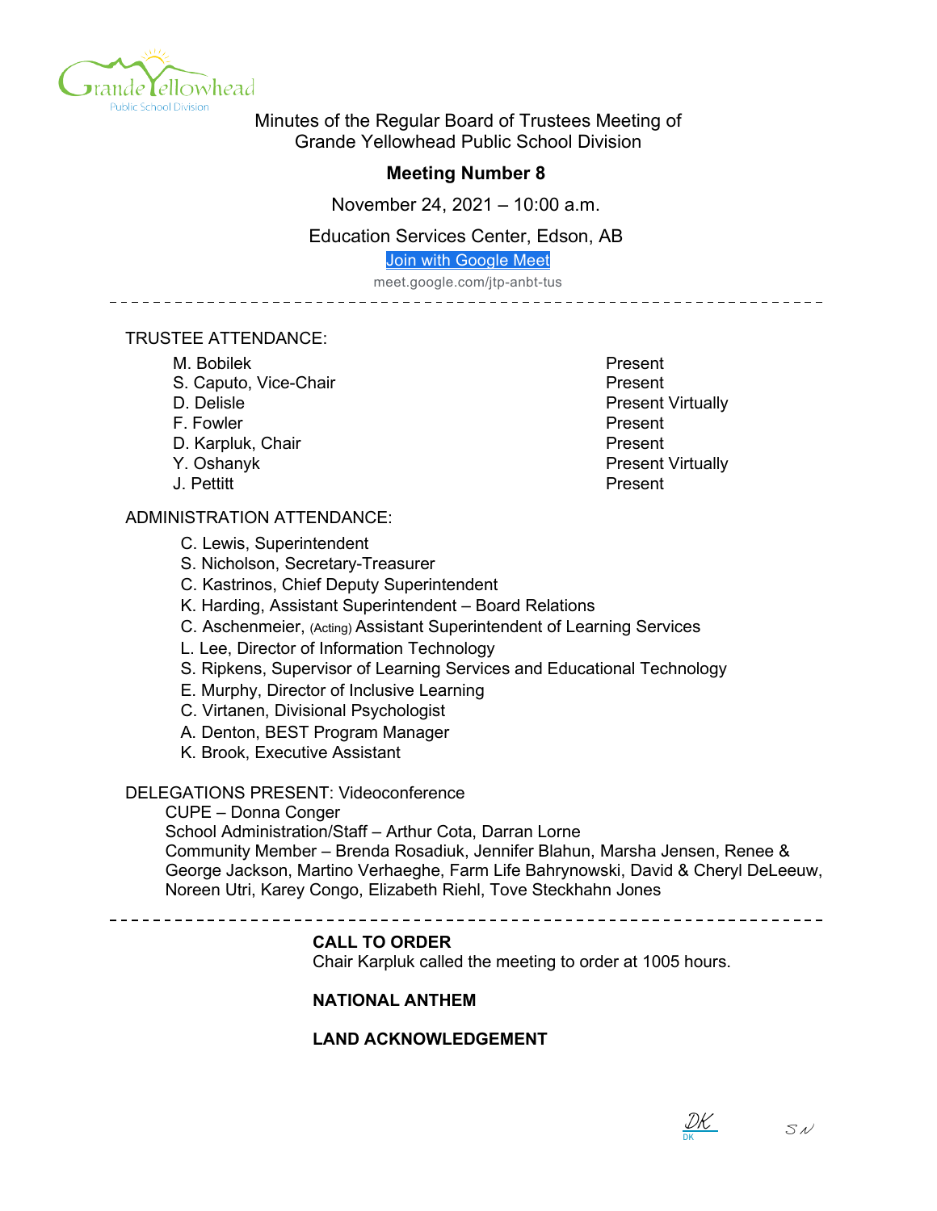Minutes of the Regular Board of Trustees Meeting of
Grande Yellowhead Public School Division

## Meeting Number 8

November 24, 2021 – 10:00 a.m.

Education Services Center, Edson, AB

Join with Google Meet

meet.google.com/jtp-anbt-tus

---

TRUSTEE ATTENDANCE:

| | |
|---|---|
| M. Bobilek | Present |
| S. Caputo, Vice-Chair | Present |
| D. Delisle | Present Virtually |
| F. Fowler | Present |
| D. Karpluk, Chair | Present |
| Y. Oshanyk | Present Virtually |
| J. Pettitt | Present |

ADMINISTRATION ATTENDANCE:

- C. Lewis, Superintendent
- S. Nicholson, Secretary-Treasurer
- C. Kastrinos, Chief Deputy Superintendent
- K. Harding, Assistant Superintendent – Board Relations
- C. Aschenmeier, (Acting) Assistant Superintendent of Learning Services
- L. Lee, Director of Information Technology
- S. Ripkens, Supervisor of Learning Services and Educational Technology
- E. Murphy, Director of Inclusive Learning
- C. Virtanen, Divisional Psychologist
- A. Denton, BEST Program Manager
- K. Brook, Executive Assistant

DELEGATIONS PRESENT: Videoconference

CUPE – Donna Conger
School Administration/Staff – Arthur Cota, Darran Lorne
Community Member – Brenda Rosadiuk, Jennifer Blahun, Marsha Jensen, Renee & George Jackson, Martino Verhaeghe, Farm Life Bahrynowski, David & Cheryl DeLeeuw, Noreen Utri, Karey Congo, Elizabeth Riehl, Tove Steckhahn Jones

---

**CALL TO ORDER**
Chair Karpluk called the meeting to order at 1005 hours.

**NATIONAL ANTHEM**

**LAND ACKNOWLEDGEMENT**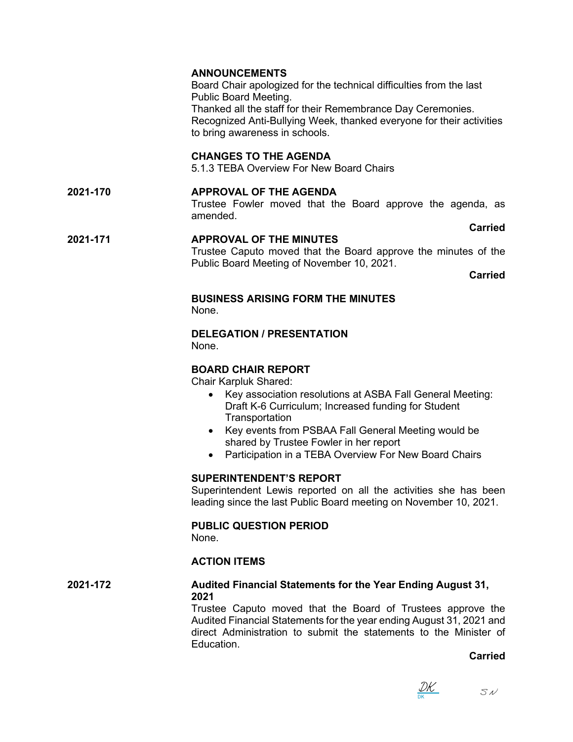**ANNOUNCEMENTS**
Board Chair apologized for the technical difficulties from the last Public Board Meeting.
Thanked all the staff for their Remembrance Day Ceremonies.
Recognized Anti-Bullying Week, thanked everyone for their activities to bring awareness in schools.

**CHANGES TO THE AGENDA**
5.1.3 TEBA Overview For New Board Chairs

**2021-170** **APPROVAL OF THE AGENDA**
Trustee Fowler moved that the Board approve the agenda, as amended.

**Carried**

**2021-171** **APPROVAL OF THE MINUTES**
Trustee Caputo moved that the Board approve the minutes of the Public Board Meeting of November 10, 2021.

**Carried**

**BUSINESS ARISING FORM THE MINUTES**
None.

**DELEGATION / PRESENTATION**
None.

**BOARD CHAIR REPORT**
Chair Karpluk Shared:

- Key association resolutions at ASBA Fall General Meeting: Draft K-6 Curriculum; Increased funding for Student Transportation
- Key events from PSBAA Fall General Meeting would be shared by Trustee Fowler in her report
- Participation in a TEBA Overview For New Board Chairs

**SUPERINTENDENT'S REPORT**
Superintendent Lewis reported on all the activities she has been leading since the last Public Board meeting on November 10, 2021.

**PUBLIC QUESTION PERIOD**
None.

**ACTION ITEMS**

**2021-172** **Audited Financial Statements for the Year Ending August 31, 2021**
Trustee Caputo moved that the Board of Trustees approve the Audited Financial Statements for the year ending August 31, 2021 and direct Administration to submit the statements to the Minister of Education.

**Carried**

DK SN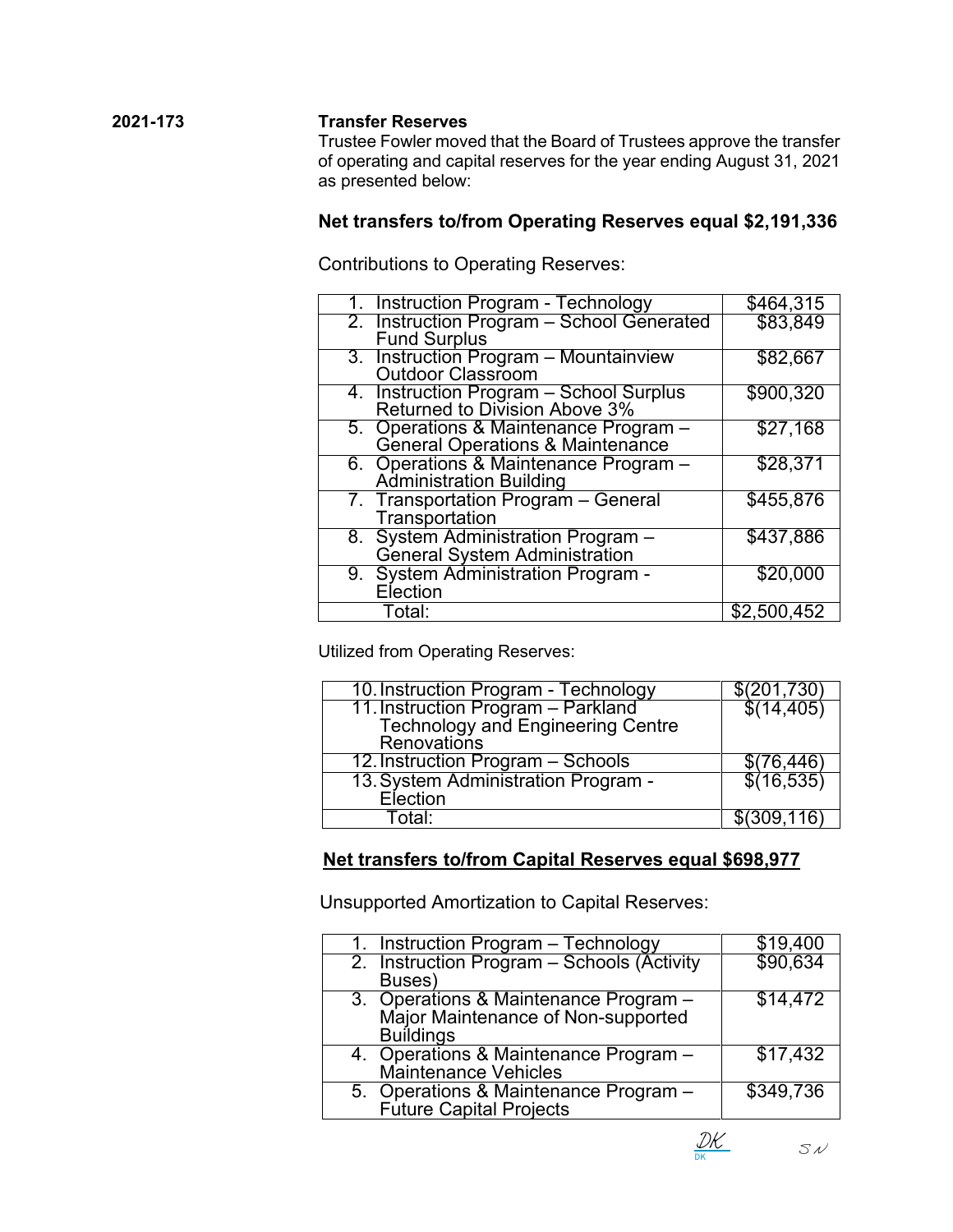**2021-173** **Transfer Reserves**

Trustee Fowler moved that the Board of Trustees approve the transfer of operating and capital reserves for the year ending August 31, 2021 as presented below:

### Net transfers to/from Operating Reserves equal $2,191,336

Contributions to Operating Reserves:

| | |
|---|---|
| 1. Instruction Program - Technology | $464,315 |
| 2. Instruction Program – School Generated Fund Surplus | $83,849 |
| 3. Instruction Program – Mountainview Outdoor Classroom | $82,667 |
| 4. Instruction Program – School Surplus Returned to Division Above 3% | $900,320 |
| 5. Operations & Maintenance Program – General Operations & Maintenance | $27,168 |
| 6. Operations & Maintenance Program – Administration Building | $28,371 |
| 7. Transportation Program – General Transportation | $455,876 |
| 8. System Administration Program – General System Administration | $437,886 |
| 9. System Administration Program - Election | $20,000 |
| Total: | $2,500,452 |

Utilized from Operating Reserves:

| | |
|---|---|
| 10. Instruction Program - Technology | $(201,730) |
| 11. Instruction Program – Parkland Technology and Engineering Centre Renovations | $(14,405) |
| 12. Instruction Program – Schools | $(76,446) |
| 13. System Administration Program - Election | $(16,535) |
| Total: | $(309,116) |

### Net transfers to/from Capital Reserves equal $698,977

Unsupported Amortization to Capital Reserves:

| | |
|---|---|
| 1. Instruction Program – Technology | $19,400 |
| 2. Instruction Program – Schools (Activity Buses) | $90,634 |
| 3. Operations & Maintenance Program – Major Maintenance of Non-supported Buildings | $14,472 |
| 4. Operations & Maintenance Program – Maintenance Vehicles | $17,432 |
| 5. Operations & Maintenance Program – Future Capital Projects | $349,736 |

DK SN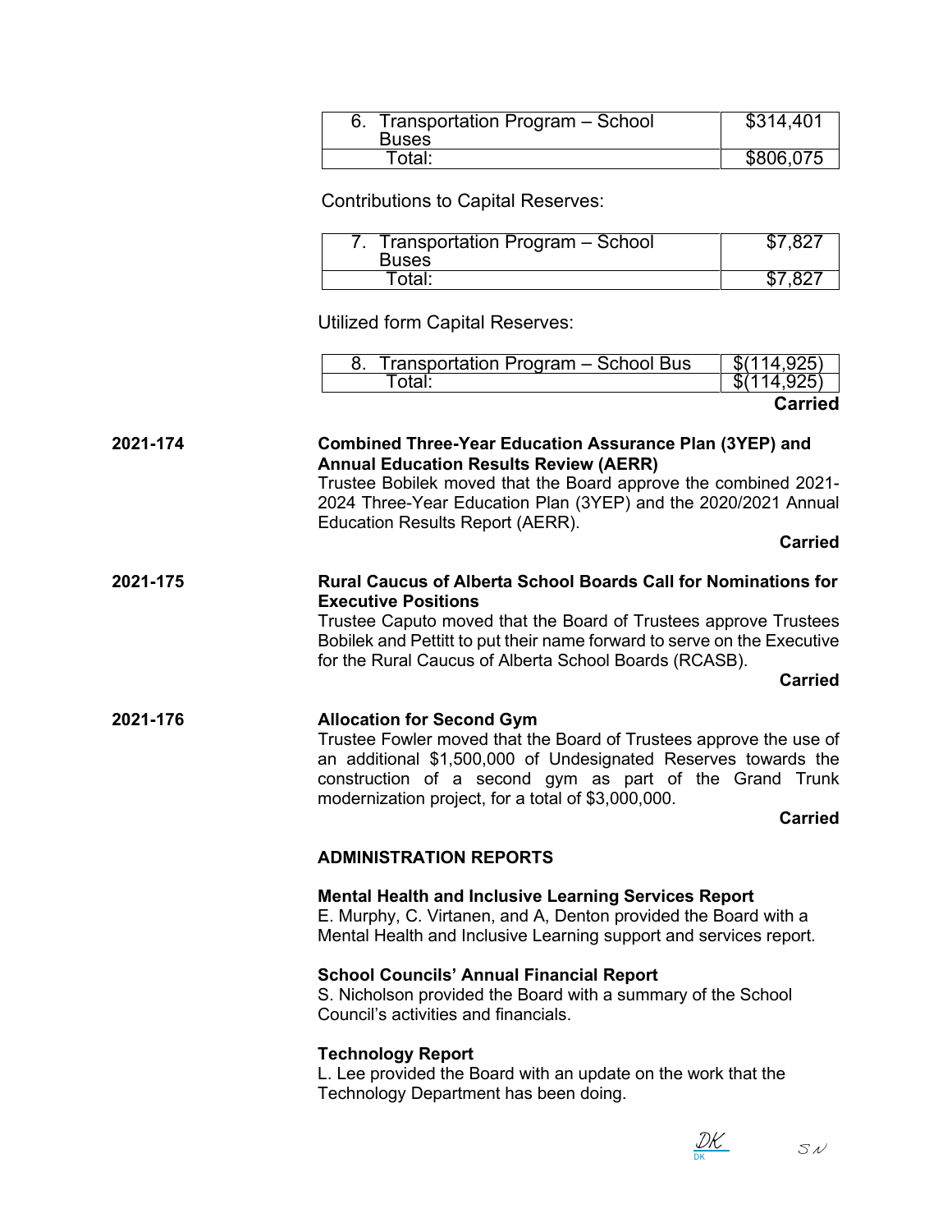| 6. Transportation Program – School Buses | $314,401 |
|---|---|
| Total: | $806,075 |

Contributions to Capital Reserves:

| 7. Transportation Program – School Buses | $7,827 |
|---|---|
| Total: | $7,827 |

Utilized form Capital Reserves:

| 8. Transportation Program – School Bus | $(114,925) |
|---|---|
| Total: | $(114,925) |

**Carried**

**2021-174** **Combined Three-Year Education Assurance Plan (3YEP) and Annual Education Results Review (AERR)**

Trustee Bobilek moved that the Board approve the combined 2021-2024 Three-Year Education Plan (3YEP) and the 2020/2021 Annual Education Results Report (AERR).

**Carried**

**2021-175** **Rural Caucus of Alberta School Boards Call for Nominations for Executive Positions**

Trustee Caputo moved that the Board of Trustees approve Trustees Bobilek and Pettitt to put their name forward to serve on the Executive for the Rural Caucus of Alberta School Boards (RCASB).

**Carried**

**2021-176** **Allocation for Second Gym**

Trustee Fowler moved that the Board of Trustees approve the use of an additional $1,500,000 of Undesignated Reserves towards the construction of a second gym as part of the Grand Trunk modernization project, for a total of $3,000,000.

**Carried**

**ADMINISTRATION REPORTS**

**Mental Health and Inclusive Learning Services Report**

E. Murphy, C. Virtanen, and A, Denton provided the Board with a Mental Health and Inclusive Learning support and services report.

**School Councils' Annual Financial Report**

S. Nicholson provided the Board with a summary of the School Council's activities and financials.

**Technology Report**

L. Lee provided the Board with an update on the work that the Technology Department has been doing.

DK SN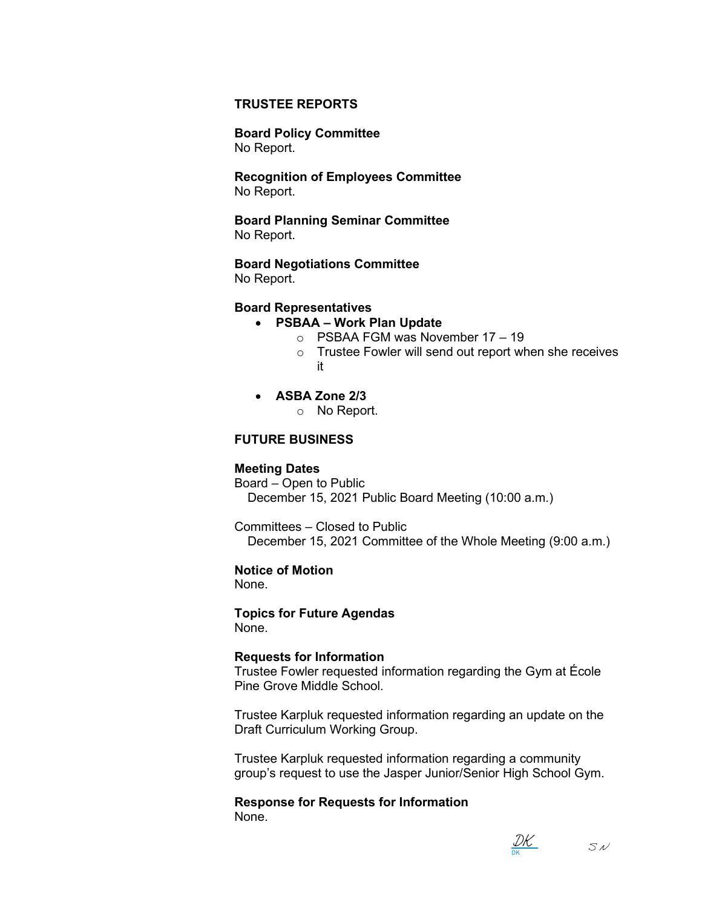## TRUSTEE REPORTS

**Board Policy Committee**
No Report.

**Recognition of Employees Committee**
No Report.

**Board Planning Seminar Committee**
No Report.

**Board Negotiations Committee**
No Report.

**Board Representatives**

- **PSBAA – Work Plan Update**
  - PSBAA FGM was November 17 – 19
  - Trustee Fowler will send out report when she receives it

- **ASBA Zone 2/3**
  - No Report.

## FUTURE BUSINESS

**Meeting Dates**
Board – Open to Public
December 15, 2021 Public Board Meeting (10:00 a.m.)

Committees – Closed to Public
December 15, 2021 Committee of the Whole Meeting (9:00 a.m.)

**Notice of Motion**
None.

**Topics for Future Agendas**
None.

**Requests for Information**
Trustee Fowler requested information regarding the Gym at École Pine Grove Middle School.

Trustee Karpluk requested information regarding an update on the Draft Curriculum Working Group.

Trustee Karpluk requested information regarding a community group's request to use the Jasper Junior/Senior High School Gym.

**Response for Requests for Information**
None.

DK SN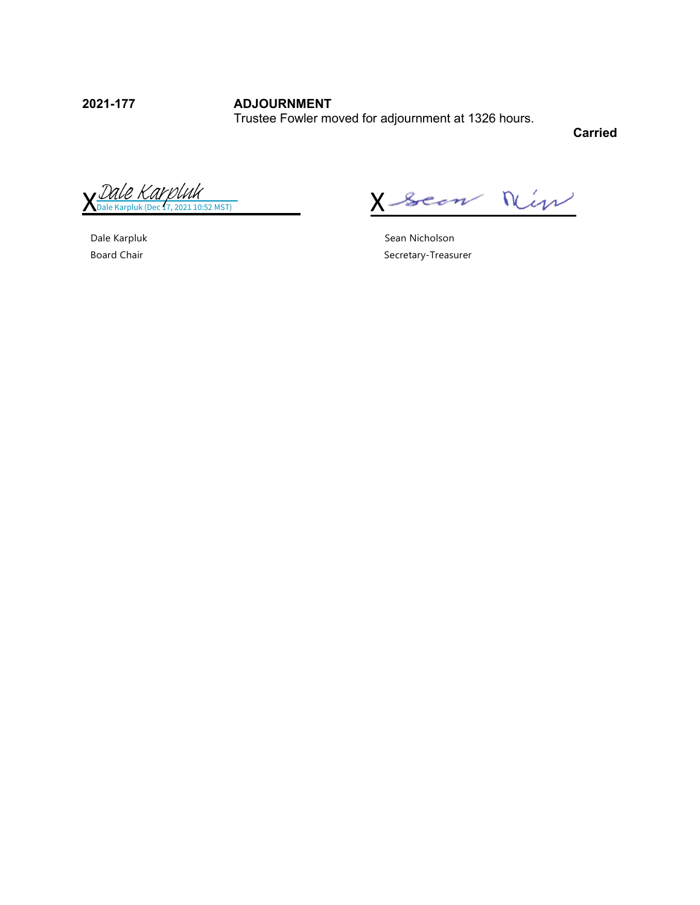**2021-177** **ADJOURNMENT**

Trustee Fowler moved for adjournment at 1326 hours.

**Carried**

X Dale Karpluk
Dale Karpluk (Dec 17, 2021 10:52 MST)

Dale Karpluk
Board Chair

X

Sean Nicholson
Secretary-Treasurer